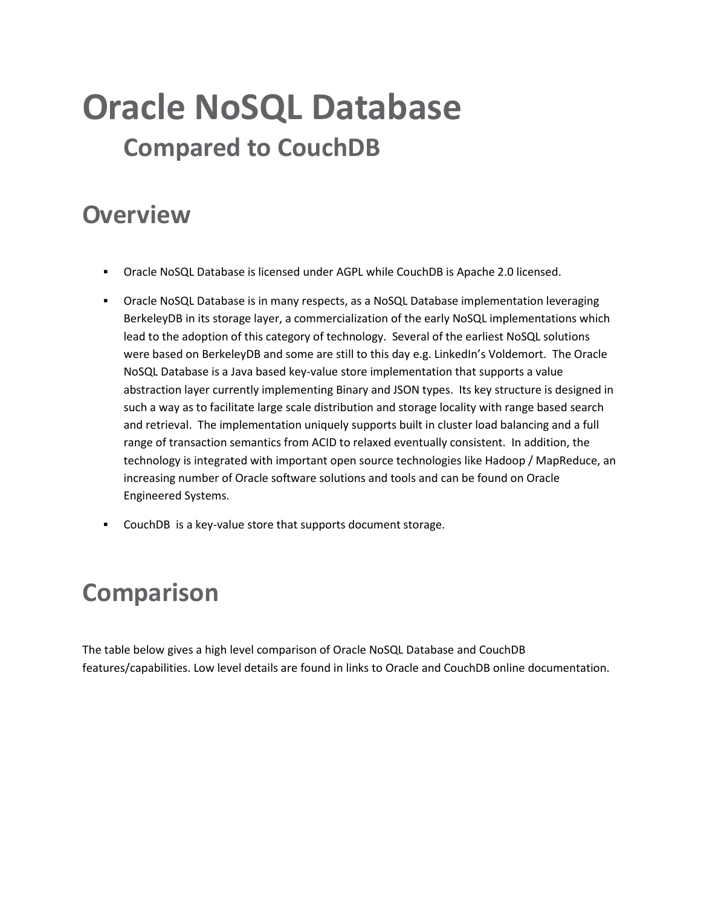# Oracle NoSQL Database

## Compared to CouchDB

## Overview

- Oracle NoSQL Database is licensed under AGPL while CouchDB is Apache 2.0 licensed.
- Oracle NoSQL Database is in many respects, as a NoSQL Database implementation leveraging BerkeleyDB in its storage layer, a commercialization of the early NoSQL implementations which lead to the adoption of this category of technology. Several of the earliest NoSQL solutions were based on BerkeleyDB and some are still to this day e.g. LinkedIn's Voldemort. The Oracle NoSQL Database is a Java based key-value store implementation that supports a value abstraction layer currently implementing Binary and JSON types. Its key structure is designed in such a way as to facilitate large scale distribution and storage locality with range based search and retrieval. The implementation uniquely supports built in cluster load balancing and a full range of transaction semantics from ACID to relaxed eventually consistent. In addition, the technology is integrated with important open source technologies like Hadoop / MapReduce, an increasing number of Oracle software solutions and tools and can be found on Oracle Engineered Systems.
- CouchDB is a key-value store that supports document storage.

## Comparison

The table below gives a high level comparison of Oracle NoSQL Database and CouchDB features/capabilities. Low level details are found in links to Oracle and CouchDB online documentation.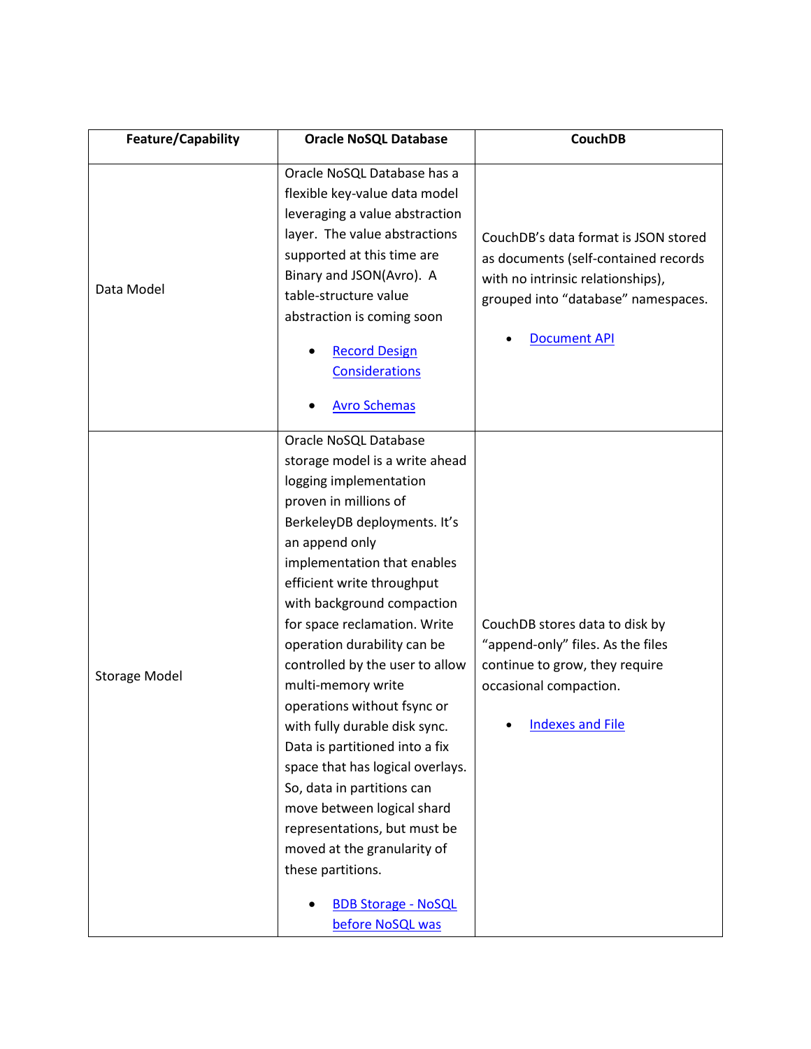| Feature/Capability | Oracle NoSQL Database | CouchDB |
|---|---|---|
| Data Model | Oracle NoSQL Database has a flexible key-value data model leveraging a value abstraction layer. The value abstractions supported at this time are Binary and JSON(Avro). A table-structure value abstraction is coming soon<br><br>• Record Design Considerations<br><br>• Avro Schemas | CouchDB's data format is JSON stored as documents (self-contained records with no intrinsic relationships), grouped into "database" namespaces.<br><br>• Document API |
| Storage Model | Oracle NoSQL Database storage model is a write ahead logging implementation proven in millions of BerkeleyDB deployments. It's an append only implementation that enables efficient write throughput with background compaction for space reclamation. Write operation durability can be controlled by the user to allow multi-memory write operations without fsync or with fully durable disk sync. Data is partitioned into a fix space that has logical overlays. So, data in partitions can move between logical shard representations, but must be moved at the granularity of these partitions.<br><br>• BDB Storage - NoSQL before NoSQL was | CouchDB stores data to disk by "append-only" files. As the files continue to grow, they require occasional compaction.<br><br>• Indexes and File |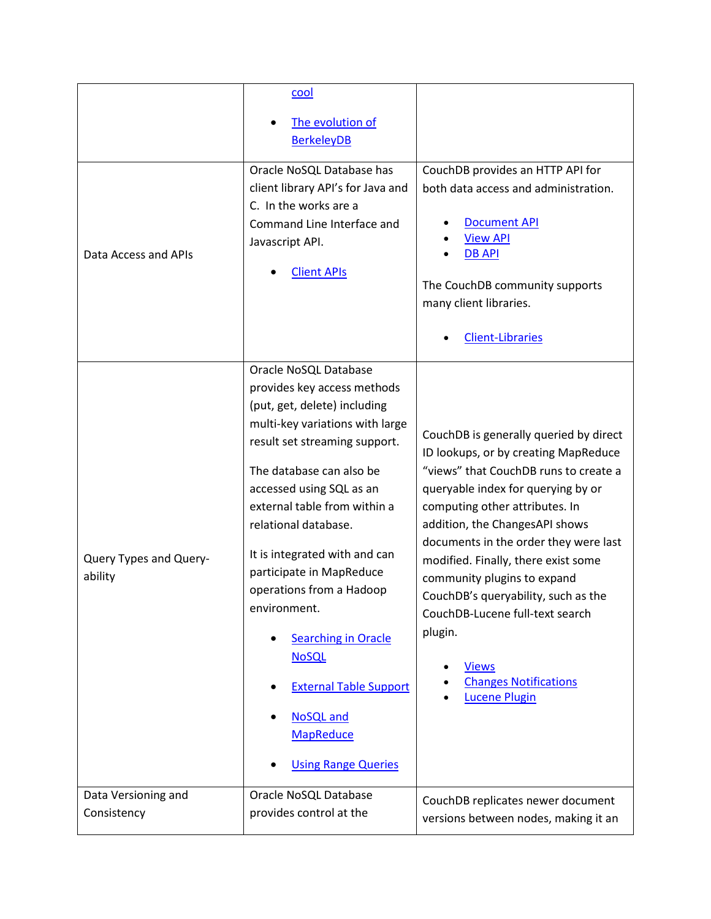| | | |
|---|---|---|
| | <ul><li>cool</li><li>The evolution of BerkeleyDB</li></ul> | |
| Data Access and APIs | Oracle NoSQL Database has client library API's for Java and C. In the works are a Command Line Interface and Javascript API.<ul><li>Client APIs</li></ul> | CouchDB provides an HTTP API for both data access and administration.<ul><li>Document API</li><li>View API</li><li>DB API</li></ul>The CouchDB community supports many client libraries.<ul><li>Client-Libraries</li></ul> |
| Query Types and Query-ability | Oracle NoSQL Database provides key access methods (put, get, delete) including multi-key variations with large result set streaming support.<br><br>The database can also be accessed using SQL as an external table from within a relational database.<br><br>It is integrated with and can participate in MapReduce operations from a Hadoop environment.<ul><li>Searching in Oracle NoSQL</li><li>External Table Support</li><li>NoSQL and MapReduce</li><li>Using Range Queries</li></ul> | CouchDB is generally queried by direct ID lookups, or by creating MapReduce "views" that CouchDB runs to create a queryable index for querying by or computing other attributes. In addition, the ChangesAPI shows documents in the order they were last modified. Finally, there exist some community plugins to expand CouchDB's queryability, such as the CouchDB-Lucene full-text search plugin.<ul><li>Views</li><li>Changes Notifications</li><li>Lucene Plugin</li></ul> |
| Data Versioning and Consistency | Oracle NoSQL Database provides control at the | CouchDB replicates newer document versions between nodes, making it an |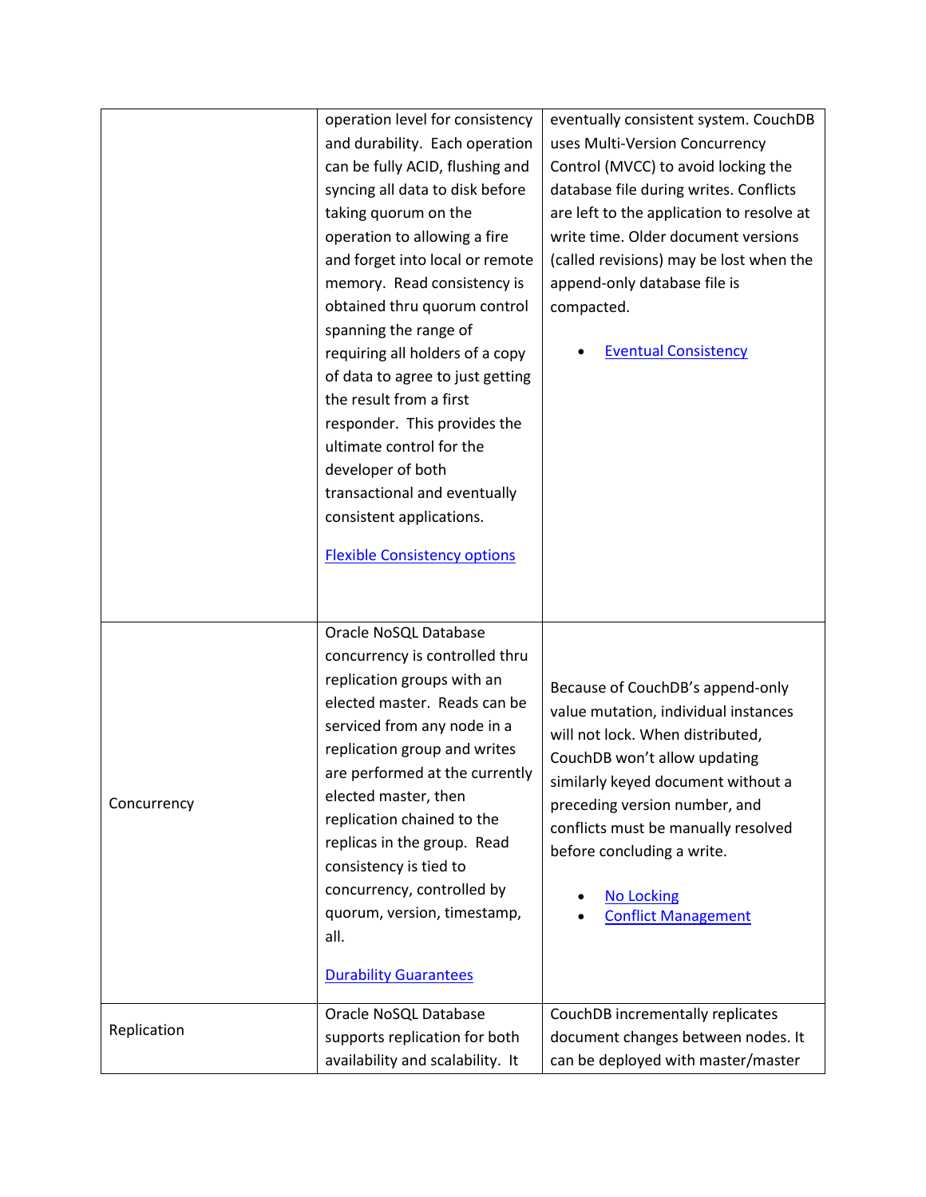| | | |
|---|---|---|
| | operation level for consistency and durability. Each operation can be fully ACID, flushing and syncing all data to disk before taking quorum on the operation to allowing a fire and forget into local or remote memory. Read consistency is obtained thru quorum control spanning the range of requiring all holders of a copy of data to agree to just getting the result from a first responder. This provides the ultimate control for the developer of both transactional and eventually consistent applications. <br><br> [Flexible Consistency options]() | eventually consistent system. CouchDB uses Multi-Version Concurrency Control (MVCC) to avoid locking the database file during writes. Conflicts are left to the application to resolve at write time. Older document versions (called revisions) may be lost when the append-only database file is compacted. <br><br> • [Eventual Consistency]() |
| Concurrency | Oracle NoSQL Database concurrency is controlled thru replication groups with an elected master. Reads can be serviced from any node in a replication group and writes are performed at the currently elected master, then replication chained to the replicas in the group. Read consistency is tied to concurrency, controlled by quorum, version, timestamp, all. <br><br> [Durability Guarantees]() | Because of CouchDB's append-only value mutation, individual instances will not lock. When distributed, CouchDB won't allow updating similarly keyed document without a preceding version number, and conflicts must be manually resolved before concluding a write. <br><br> • [No Locking]() <br> • [Conflict Management]() |
| Replication | Oracle NoSQL Database supports replication for both availability and scalability. It | CouchDB incrementally replicates document changes between nodes. It can be deployed with master/master |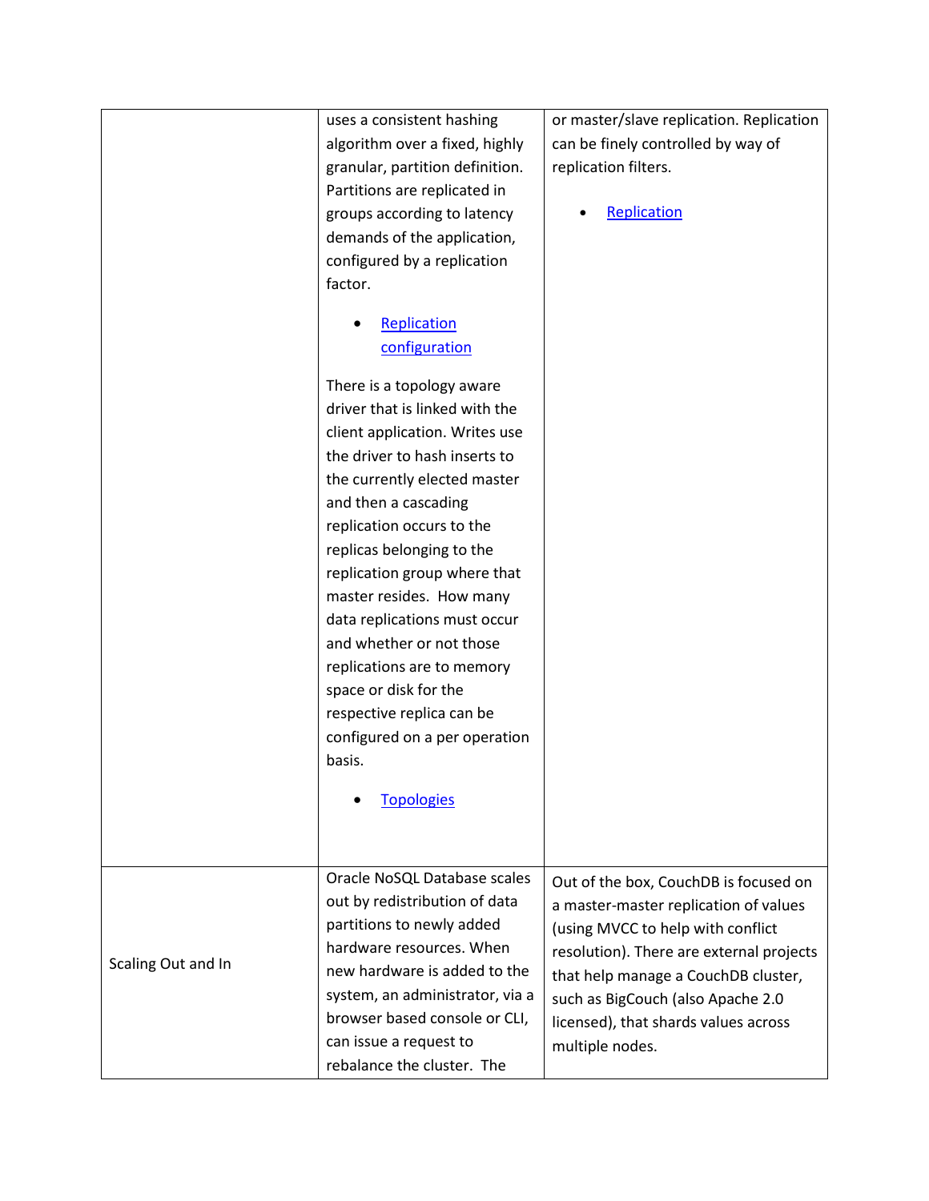| | | |
|---|---|---|
| | uses a consistent hashing algorithm over a fixed, highly granular, partition definition. Partitions are replicated in groups according to latency demands of the application, configured by a replication factor.<br><br>• Replication configuration<br><br>There is a topology aware driver that is linked with the client application. Writes use the driver to hash inserts to the currently elected master and then a cascading replication occurs to the replicas belonging to the replication group where that master resides. How many data replications must occur and whether or not those replications are to memory space or disk for the respective replica can be configured on a per operation basis.<br><br>• Topologies | or master/slave replication. Replication can be finely controlled by way of replication filters.<br><br>• Replication |
| Scaling Out and In | Oracle NoSQL Database scales out by redistribution of data partitions to newly added hardware resources. When new hardware is added to the system, an administrator, via a browser based console or CLI, can issue a request to rebalance the cluster. The | Out of the box, CouchDB is focused on a master-master replication of values (using MVCC to help with conflict resolution). There are external projects that help manage a CouchDB cluster, such as BigCouch (also Apache 2.0 licensed), that shards values across multiple nodes. |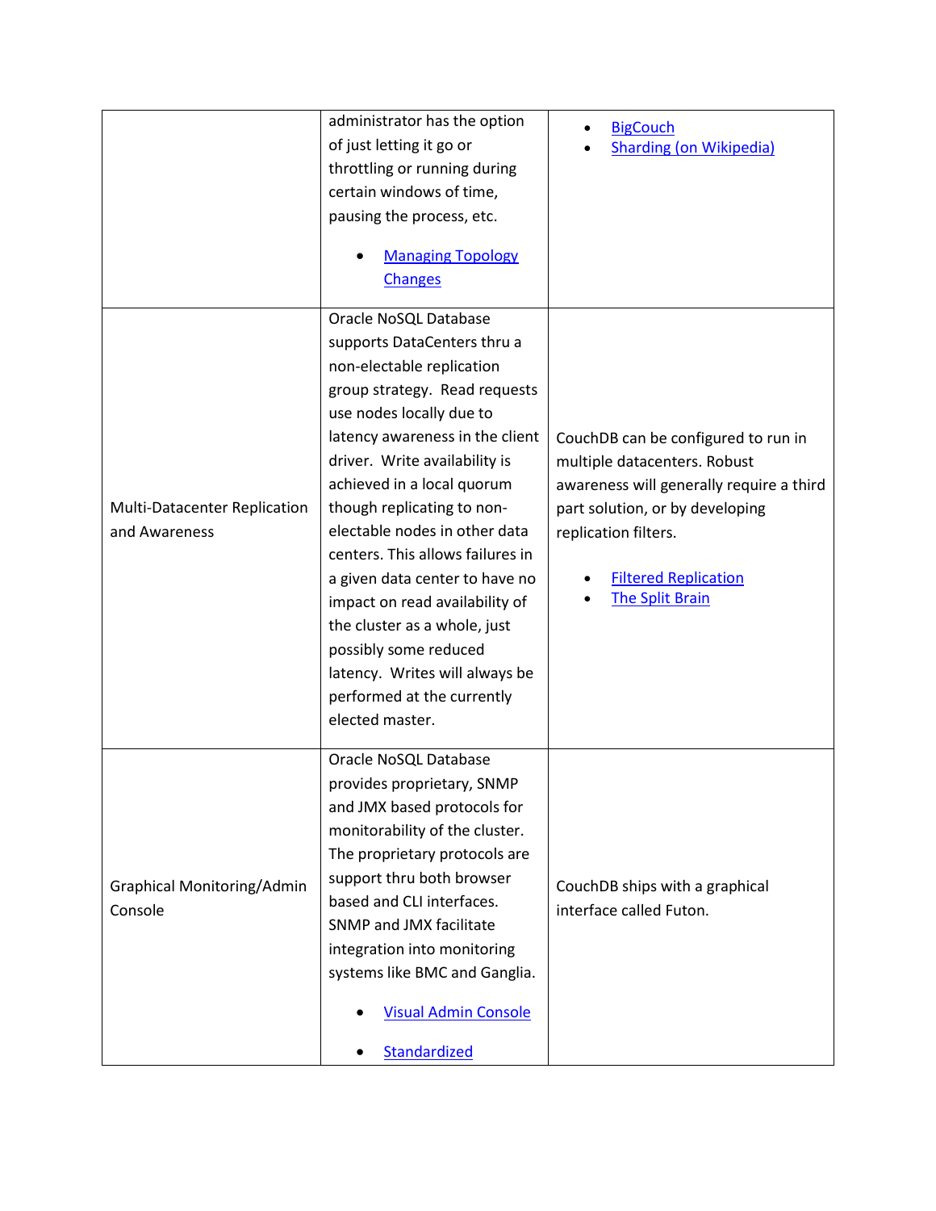| | | |
|---|---|---|
| | administrator has the option of just letting it go or throttling or running during certain windows of time, pausing the process, etc.<br><br>• Managing Topology Changes | • BigCouch<br>• Sharding (on Wikipedia) |
| Multi-Datacenter Replication and Awareness | Oracle NoSQL Database supports DataCenters thru a non-electable replication group strategy. Read requests use nodes locally due to latency awareness in the client driver. Write availability is achieved in a local quorum though replicating to non-electable nodes in other data centers. This allows failures in a given data center to have no impact on read availability of the cluster as a whole, just possibly some reduced latency. Writes will always be performed at the currently elected master. | CouchDB can be configured to run in multiple datacenters. Robust awareness will generally require a third part solution, or by developing replication filters.<br><br>• Filtered Replication<br>• The Split Brain |
| Graphical Monitoring/Admin Console | Oracle NoSQL Database provides proprietary, SNMP and JMX based protocols for monitorability of the cluster. The proprietary protocols are support thru both browser based and CLI interfaces. SNMP and JMX facilitate integration into monitoring systems like BMC and Ganglia.<br><br>• Visual Admin Console<br><br>• Standardized | CouchDB ships with a graphical interface called Futon. |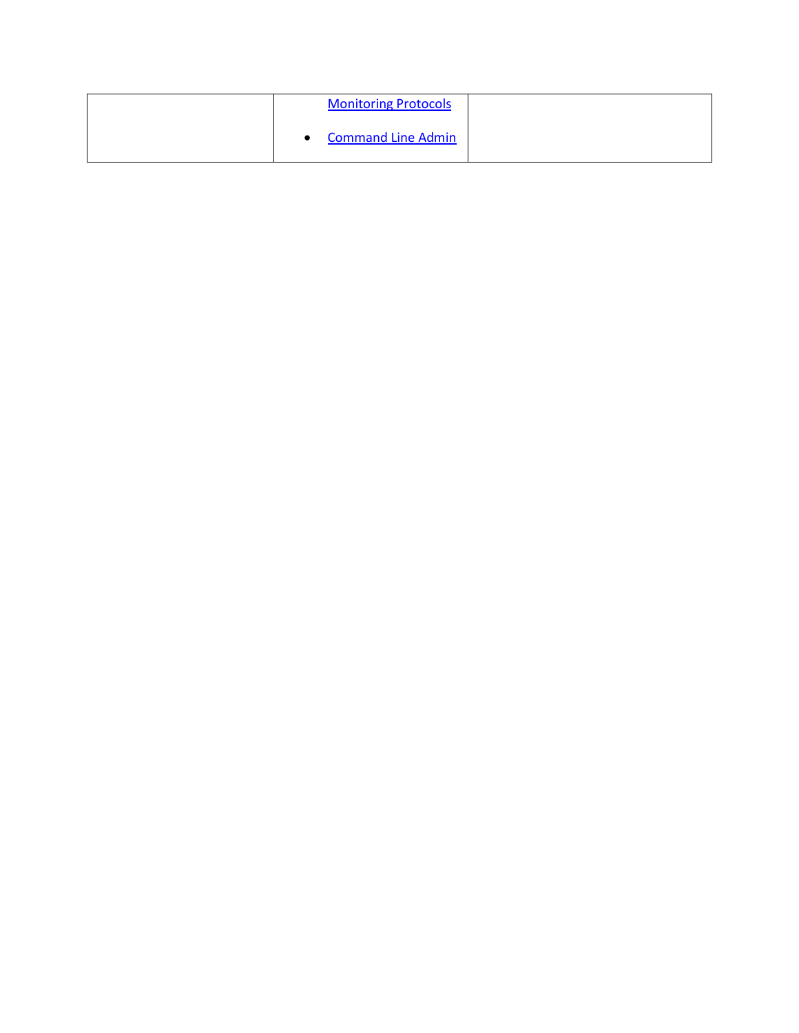| | | |
|---|---|---|
| | [Monitoring Protocols]<br>• [Command Line Admin] | |